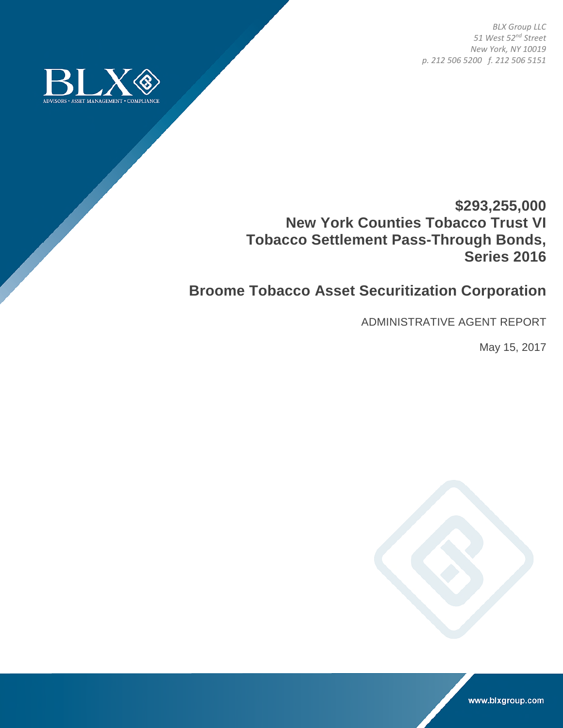*BLX Group LLC*
*51 West 52nd Street*
*New York, NY 10019*
*p. 212 506 5200 f. 212 506 5151*

BLX
ADVISORS • ASSET MANAGEMENT • COMPLIANCE

# $293,255,000
# New York Counties Tobacco Trust VI
# Tobacco Settlement Pass-Through Bonds, Series 2016

## Broome Tobacco Asset Securitization Corporation

ADMINISTRATIVE AGENT REPORT

May 15, 2017

www.blxgroup.com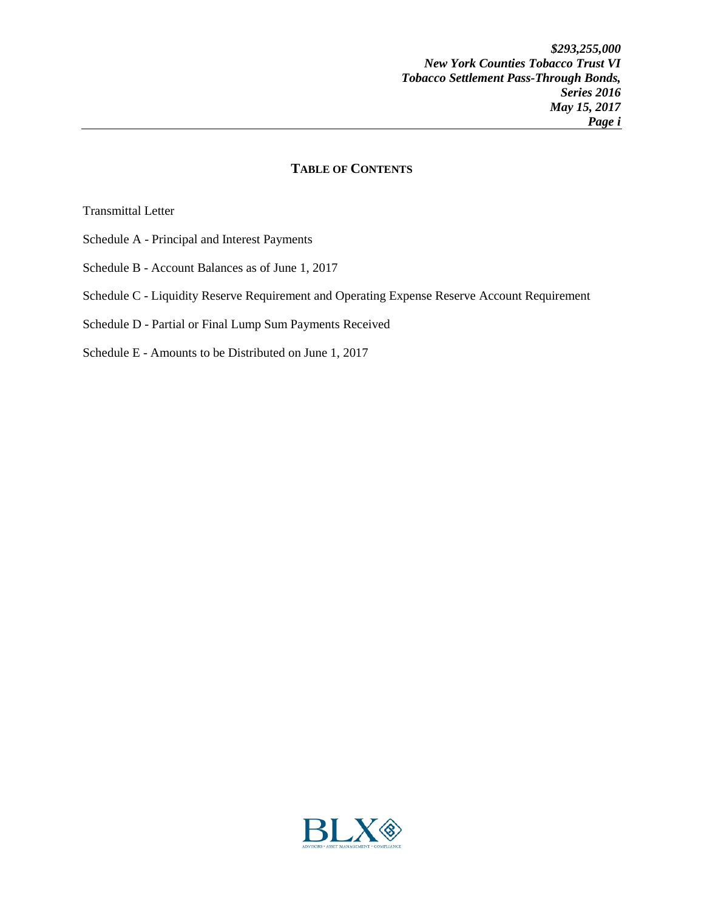## TABLE OF CONTENTS

Transmittal Letter

Schedule A - Principal and Interest Payments

Schedule B - Account Balances as of June 1, 2017

Schedule C - Liquidity Reserve Requirement and Operating Expense Reserve Account Requirement

Schedule D - Partial or Final Lump Sum Payments Received

Schedule E - Amounts to be Distributed on June 1, 2017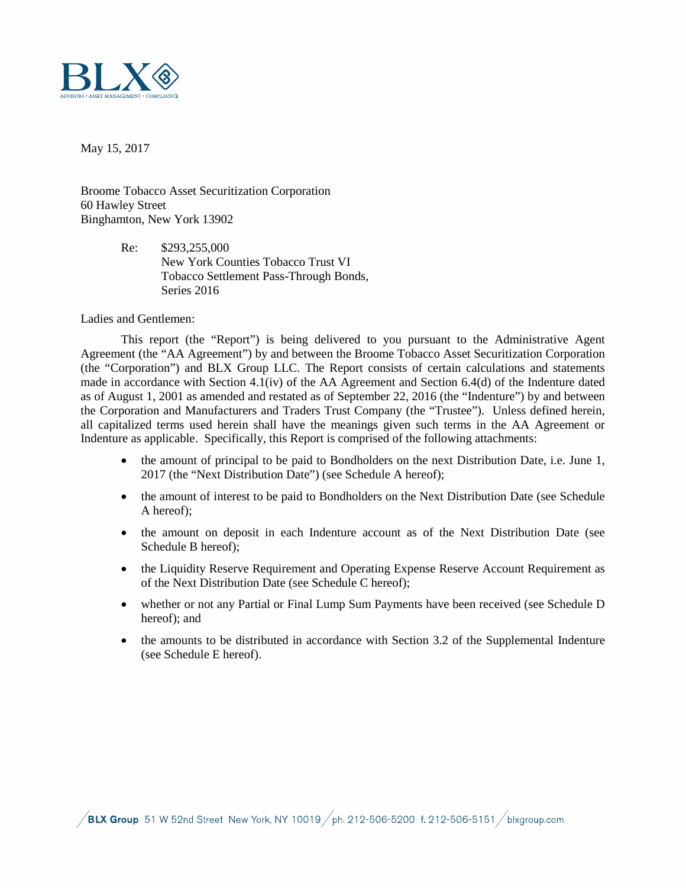May 15, 2017

Broome Tobacco Asset Securitization Corporation
60 Hawley Street
Binghamton, New York 13902

Re: $293,255,000
New York Counties Tobacco Trust VI
Tobacco Settlement Pass-Through Bonds,
Series 2016

Ladies and Gentlemen:

This report (the "Report") is being delivered to you pursuant to the Administrative Agent Agreement (the "AA Agreement") by and between the Broome Tobacco Asset Securitization Corporation (the "Corporation") and BLX Group LLC. The Report consists of certain calculations and statements made in accordance with Section 4.1(iv) of the AA Agreement and Section 6.4(d) of the Indenture dated as of August 1, 2001 as amended and restated as of September 22, 2016 (the "Indenture") by and between the Corporation and Manufacturers and Traders Trust Company (the "Trustee"). Unless defined herein, all capitalized terms used herein shall have the meanings given such terms in the AA Agreement or Indenture as applicable. Specifically, this Report is comprised of the following attachments:

- the amount of principal to be paid to Bondholders on the next Distribution Date, i.e. June 1, 2017 (the "Next Distribution Date") (see Schedule A hereof);
- the amount of interest to be paid to Bondholders on the Next Distribution Date (see Schedule A hereof);
- the amount on deposit in each Indenture account as of the Next Distribution Date (see Schedule B hereof);
- the Liquidity Reserve Requirement and Operating Expense Reserve Account Requirement as of the Next Distribution Date (see Schedule C hereof);
- whether or not any Partial or Final Lump Sum Payments have been received (see Schedule D hereof); and
- the amounts to be distributed in accordance with Section 3.2 of the Supplemental Indenture (see Schedule E hereof).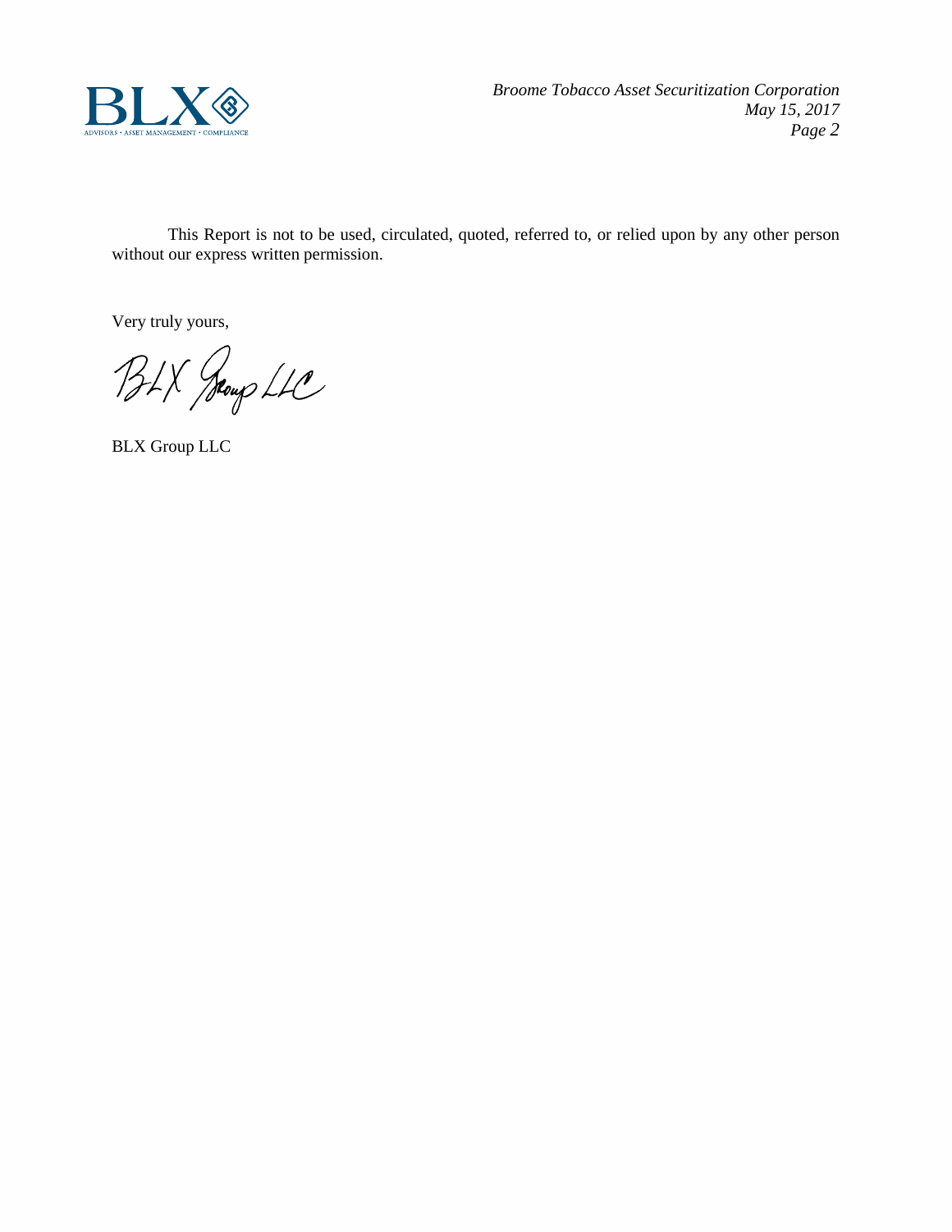This Report is not to be used, circulated, quoted, referred to, or relied upon by any other person without our express written permission.

Very truly yours,

BLX Group LLC

BLX Group LLC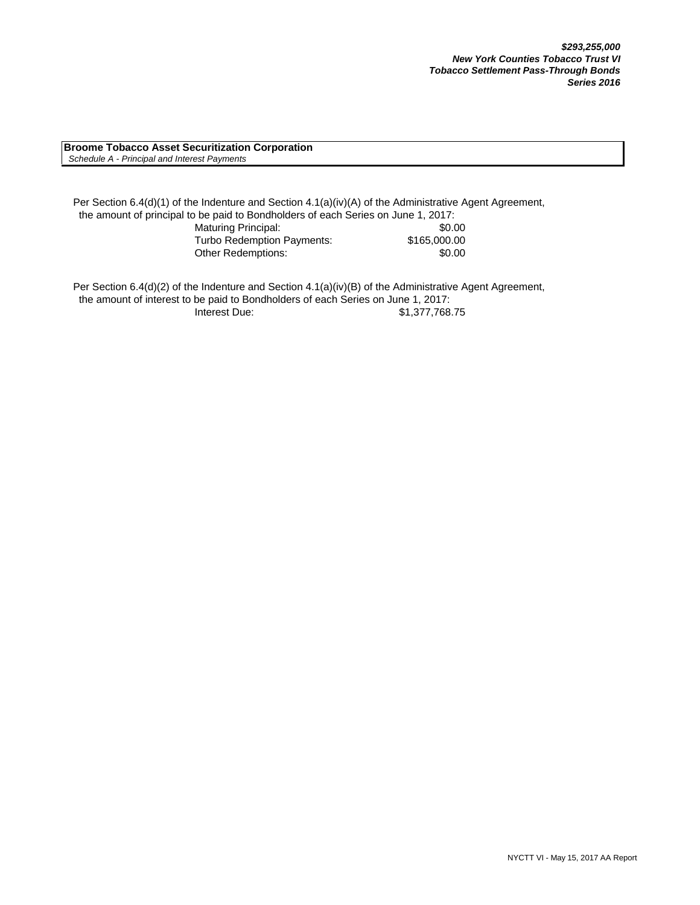***$293,255,000***
***New York Counties Tobacco Trust VI***
***Tobacco Settlement Pass-Through Bonds***
***Series 2016***

**Broome Tobacco Asset Securitization Corporation**
*Schedule A - Principal and Interest Payments*

Per Section 6.4(d)(1) of the Indenture and Section 4.1(a)(iv)(A) of the Administrative Agent Agreement, the amount of principal to be paid to Bondholders of each Series on June 1, 2017:

| | |
|---|---|
| Maturing Principal: | $0.00 |
| Turbo Redemption Payments: | $165,000.00 |
| Other Redemptions: | $0.00 |

Per Section 6.4(d)(2) of the Indenture and Section 4.1(a)(iv)(B) of the Administrative Agent Agreement, the amount of interest to be paid to Bondholders of each Series on June 1, 2017:

| | |
|---|---|
| Interest Due: | $1,377,768.75 |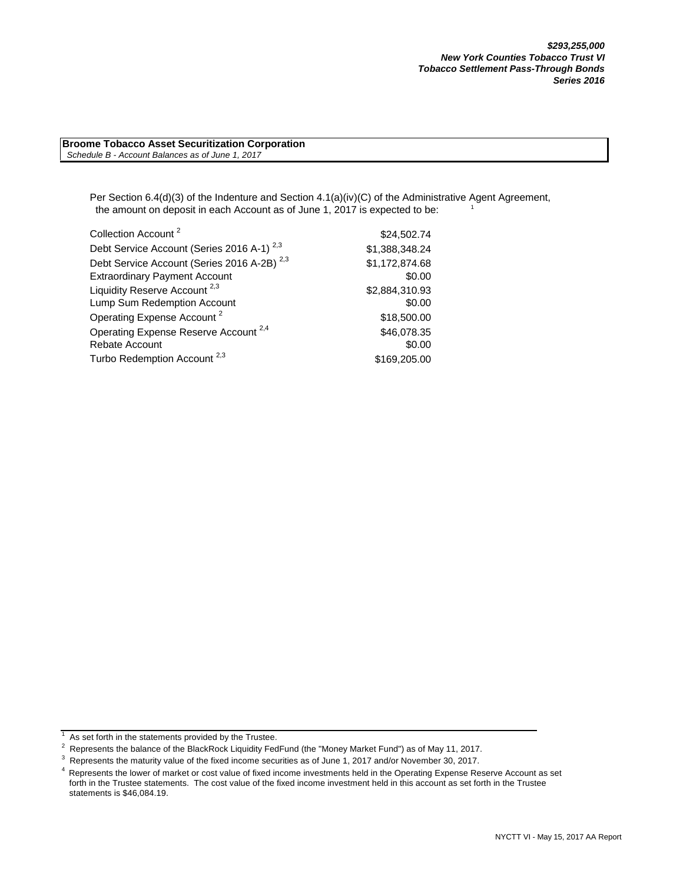***$293,255,000***
***New York Counties Tobacco Trust VI***
***Tobacco Settlement Pass-Through Bonds***
***Series 2016***

**Broome Tobacco Asset Securitization Corporation**
*Schedule B - Account Balances as of June 1, 2017*

Per Section 6.4(d)(3) of the Indenture and Section 4.1(a)(iv)(C) of the Administrative Agent Agreement, the amount on deposit in each Account as of June 1, 2017 is expected to be: [1]

| Account | Amount |
| --- | --- |
| Collection Account [2] | $24,502.74 |
| Debt Service Account (Series 2016 A-1) [2,3] | $1,388,348.24 |
| Debt Service Account (Series 2016 A-2B) [2,3] | $1,172,874.68 |
| Extraordinary Payment Account | $0.00 |
| Liquidity Reserve Account [2,3] | $2,884,310.93 |
| Lump Sum Redemption Account | $0.00 |
| Operating Expense Account [2] | $18,500.00 |
| Operating Expense Reserve Account [2,4] | $46,078.35 |
| Rebate Account | $0.00 |
| Turbo Redemption Account [2,3] | $169,205.00 |

[1] As set forth in the statements provided by the Trustee.

[2] Represents the balance of the BlackRock Liquidity FedFund (the "Money Market Fund") as of May 11, 2017.

[3] Represents the maturity value of the fixed income securities as of June 1, 2017 and/or November 30, 2017.

[4] Represents the lower of market or cost value of fixed income investments held in the Operating Expense Reserve Account as set forth in the Trustee statements. The cost value of the fixed income investment held in this account as set forth in the Trustee statements is $46,084.19.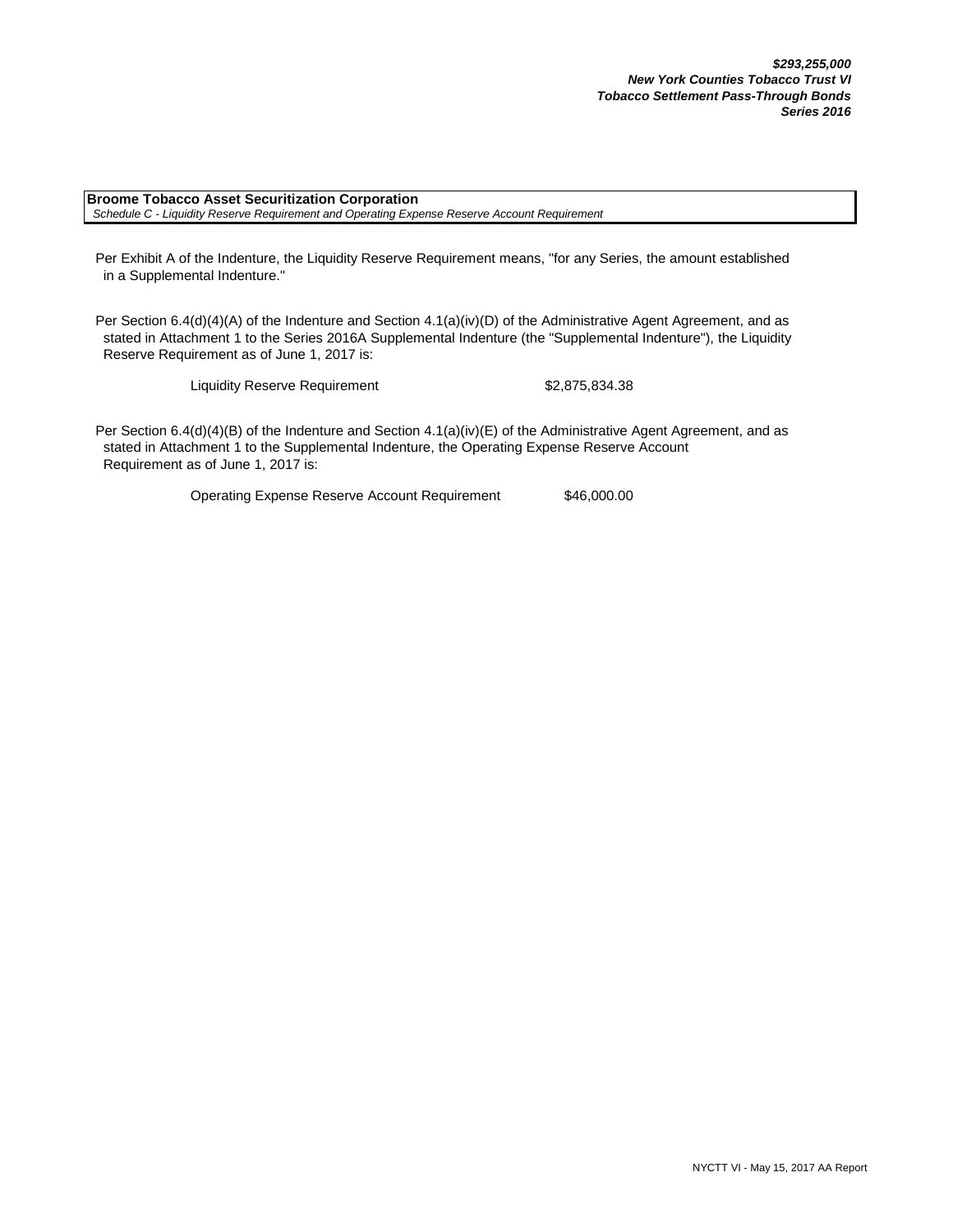***$293,255,000***
***New York Counties Tobacco Trust VI***
***Tobacco Settlement Pass-Through Bonds***
***Series 2016***

**Broome Tobacco Asset Securitization Corporation**
*Schedule C - Liquidity Reserve Requirement and Operating Expense Reserve Account Requirement*

Per Exhibit A of the Indenture, the Liquidity Reserve Requirement means, "for any Series, the amount established in a Supplemental Indenture."

Per Section 6.4(d)(4)(A) of the Indenture and Section 4.1(a)(iv)(D) of the Administrative Agent Agreement, and as stated in Attachment 1 to the Series 2016A Supplemental Indenture (the "Supplemental Indenture"), the Liquidity Reserve Requirement as of June 1, 2017 is:

| | |
|---|---|
| Liquidity Reserve Requirement | $2,875,834.38 |

Per Section 6.4(d)(4)(B) of the Indenture and Section 4.1(a)(iv)(E) of the Administrative Agent Agreement, and as stated in Attachment 1 to the Supplemental Indenture, the Operating Expense Reserve Account Requirement as of June 1, 2017 is:

| | |
|---|---|
| Operating Expense Reserve Account Requirement | $46,000.00 |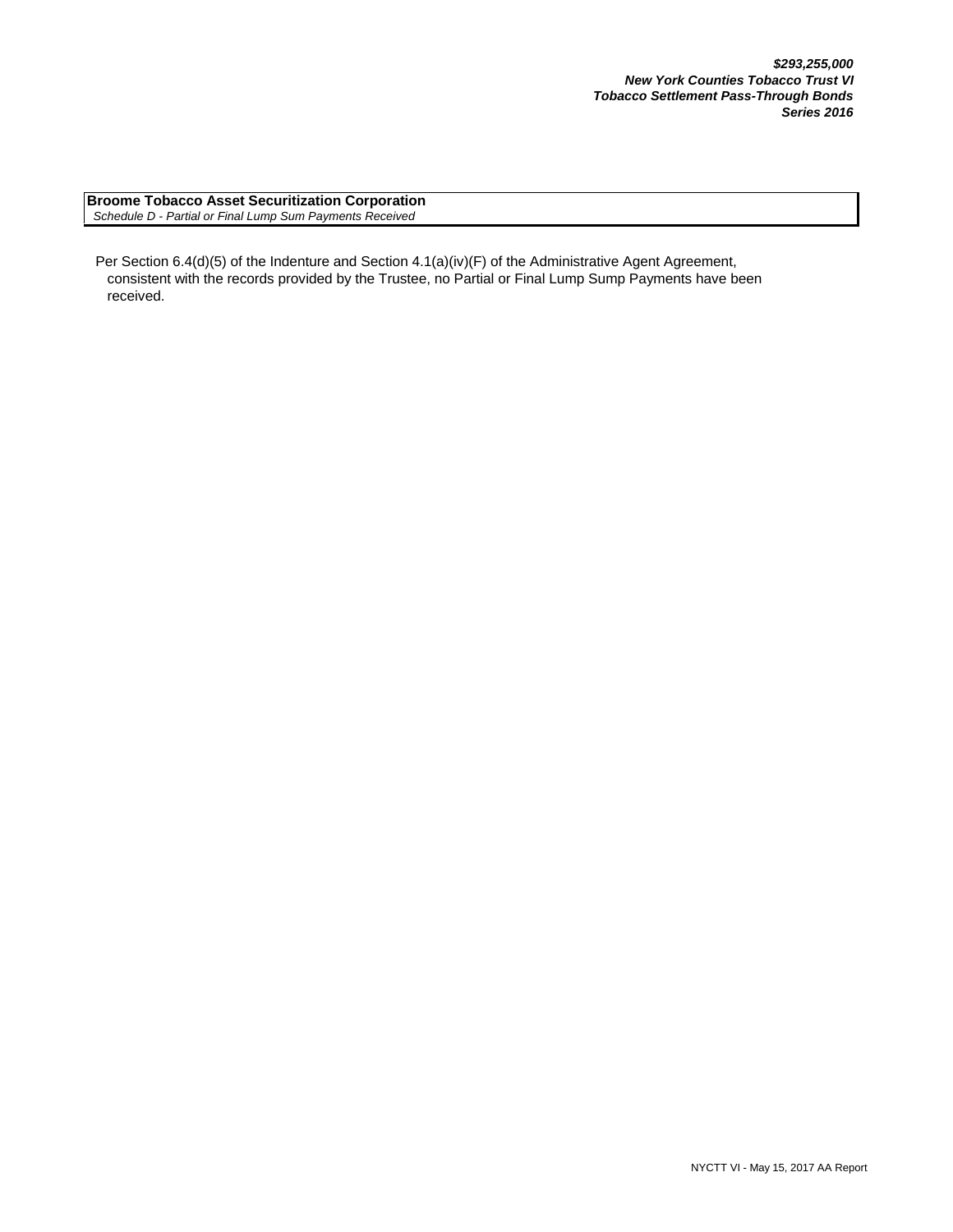***$293,255,000***
***New York Counties Tobacco Trust VI***
***Tobacco Settlement Pass-Through Bonds***
***Series 2016***

**Broome Tobacco Asset Securitization Corporation**
*Schedule D - Partial or Final Lump Sum Payments Received*

Per Section 6.4(d)(5) of the Indenture and Section 4.1(a)(iv)(F) of the Administrative Agent Agreement, consistent with the records provided by the Trustee, no Partial or Final Lump Sump Payments have been received.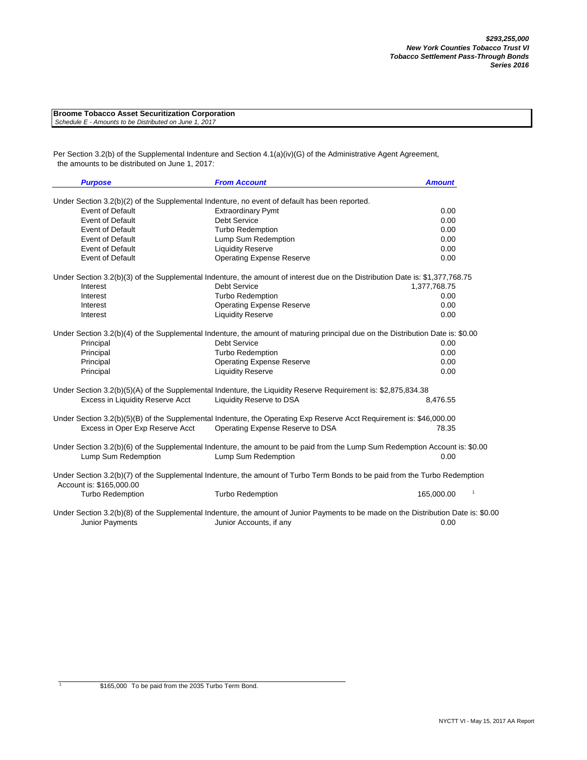***$293,255,000***
***New York Counties Tobacco Trust VI***
***Tobacco Settlement Pass-Through Bonds***
***Series 2016***

**Broome Tobacco Asset Securitization Corporation**
*Schedule E - Amounts to be Distributed on June 1, 2017*

Per Section 3.2(b) of the Supplemental Indenture and Section 4.1(a)(iv)(G) of the Administrative Agent Agreement, the amounts to be distributed on June 1, 2017:

| ***Purpose*** | ***From Account*** | ***Amount*** |
|---|---|---|
| Under Section 3.2(b)(2) of the Supplemental Indenture, no event of default has been reported. | | |
| Event of Default | Extraordinary Pymt | 0.00 |
| Event of Default | Debt Service | 0.00 |
| Event of Default | Turbo Redemption | 0.00 |
| Event of Default | Lump Sum Redemption | 0.00 |
| Event of Default | Liquidity Reserve | 0.00 |
| Event of Default | Operating Expense Reserve | 0.00 |
| Under Section 3.2(b)(3) of the Supplemental Indenture, the amount of interest due on the Distribution Date is: $1,377,768.75 | | |
| Interest | Debt Service | 1,377,768.75 |
| Interest | Turbo Redemption | 0.00 |
| Interest | Operating Expense Reserve | 0.00 |
| Interest | Liquidity Reserve | 0.00 |
| Under Section 3.2(b)(4) of the Supplemental Indenture, the amount of maturing principal due on the Distribution Date is: $0.00 | | |
| Principal | Debt Service | 0.00 |
| Principal | Turbo Redemption | 0.00 |
| Principal | Operating Expense Reserve | 0.00 |
| Principal | Liquidity Reserve | 0.00 |
| Under Section 3.2(b)(5)(A) of the Supplemental Indenture, the Liquidity Reserve Requirement is: $2,875,834.38 | | |
| Excess in Liquidity Reserve Acct | Liquidity Reserve to DSA | 8,476.55 |
| Under Section 3.2(b)(5)(B) of the Supplemental Indenture, the Operating Exp Reserve Acct Requirement is: $46,000.00 | | |
| Excess in Oper Exp Reserve Acct | Operating Expense Reserve to DSA | 78.35 |
| Under Section 3.2(b)(6) of the Supplemental Indenture, the amount to be paid from the Lump Sum Redemption Account is: $0.00 | | |
| Lump Sum Redemption | Lump Sum Redemption | 0.00 |
| Under Section 3.2(b)(7) of the Supplemental Indenture, the amount of Turbo Term Bonds to be paid from the Turbo Redemption Account is: $165,000.00 | | |
| Turbo Redemption | Turbo Redemption | 165,000.00 [1] |
| Under Section 3.2(b)(8) of the Supplemental Indenture, the amount of Junior Payments to be made on the Distribution Date is: $0.00 | | |
| Junior Payments | Junior Accounts, if any | 0.00 |

[1] $165,000 To be paid from the 2035 Turbo Term Bond.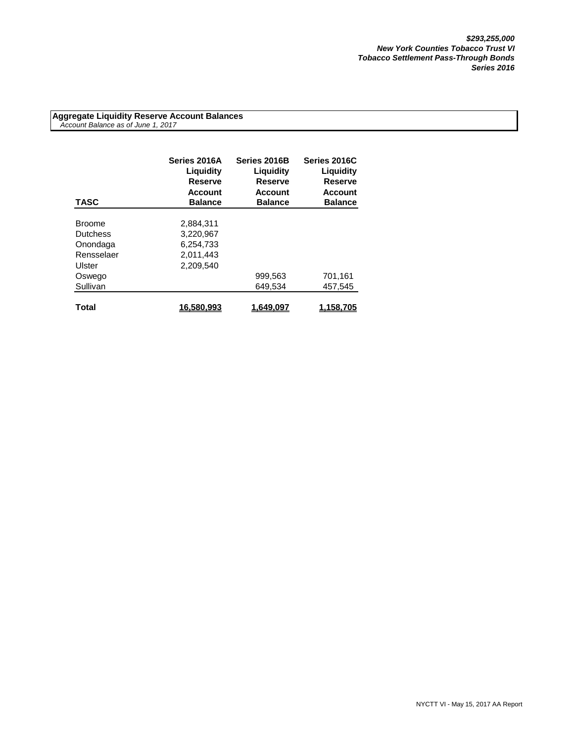***$293,255,000***
***New York Counties Tobacco Trust VI***
***Tobacco Settlement Pass-Through Bonds***
***Series 2016***

**Aggregate Liquidity Reserve Account Balances**
*Account Balance as of June 1, 2017*

| TASC | Series 2016A Liquidity Reserve Account Balance | Series 2016B Liquidity Reserve Account Balance | Series 2016C Liquidity Reserve Account Balance |
|---|---|---|---|
| Broome | 2,884,311 | | |
| Dutchess | 3,220,967 | | |
| Onondaga | 6,254,733 | | |
| Rensselaer | 2,011,443 | | |
| Ulster | 2,209,540 | | |
| Oswego | | 999,563 | 701,161 |
| Sullivan | | 649,534 | 457,545 |
| **Total** | **16,580,993** | **1,649,097** | **1,158,705** |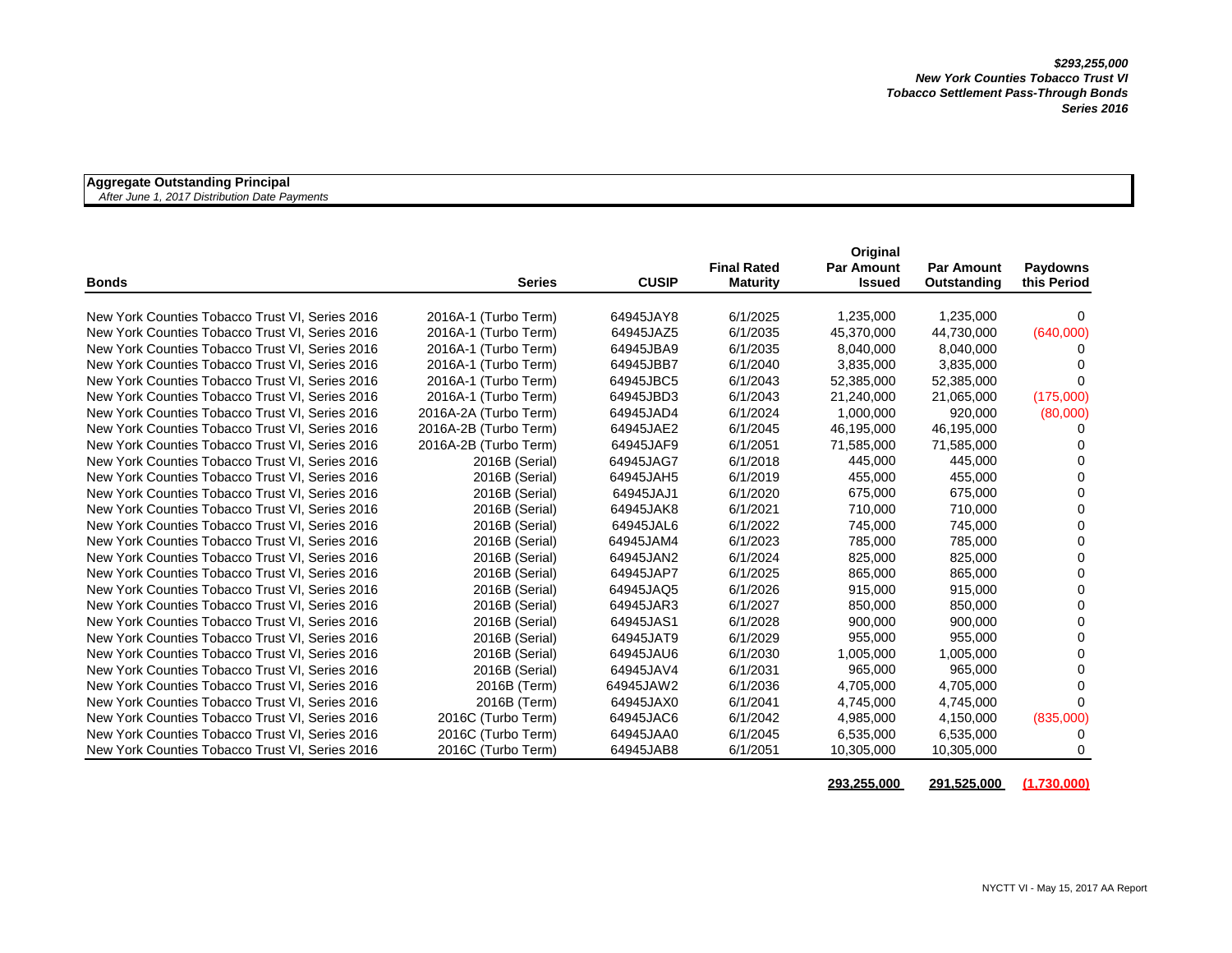***$293,255,000***
***New York Counties Tobacco Trust VI***
***Tobacco Settlement Pass-Through Bonds***
***Series 2016***

**Aggregate Outstanding Principal**
*After June 1, 2017 Distribution Date Payments*

| Bonds | Series | CUSIP | Final Rated Maturity | Original Par Amount Issued | Par Amount Outstanding | Paydowns this Period |
|---|---|---|---|---|---|---|
| New York Counties Tobacco Trust VI, Series 2016 | 2016A-1 (Turbo Term) | 64945JAY8 | 6/1/2025 | 1,235,000 | 1,235,000 | 0 |
| New York Counties Tobacco Trust VI, Series 2016 | 2016A-1 (Turbo Term) | 64945JAZ5 | 6/1/2035 | 45,370,000 | 44,730,000 | (640,000) |
| New York Counties Tobacco Trust VI, Series 2016 | 2016A-1 (Turbo Term) | 64945JBA9 | 6/1/2035 | 8,040,000 | 8,040,000 | 0 |
| New York Counties Tobacco Trust VI, Series 2016 | 2016A-1 (Turbo Term) | 64945JBB7 | 6/1/2040 | 3,835,000 | 3,835,000 | 0 |
| New York Counties Tobacco Trust VI, Series 2016 | 2016A-1 (Turbo Term) | 64945JBC5 | 6/1/2043 | 52,385,000 | 52,385,000 | 0 |
| New York Counties Tobacco Trust VI, Series 2016 | 2016A-1 (Turbo Term) | 64945JBD3 | 6/1/2043 | 21,240,000 | 21,065,000 | (175,000) |
| New York Counties Tobacco Trust VI, Series 2016 | 2016A-2A (Turbo Term) | 64945JAD4 | 6/1/2024 | 1,000,000 | 920,000 | (80,000) |
| New York Counties Tobacco Trust VI, Series 2016 | 2016A-2B (Turbo Term) | 64945JAE2 | 6/1/2045 | 46,195,000 | 46,195,000 | 0 |
| New York Counties Tobacco Trust VI, Series 2016 | 2016A-2B (Turbo Term) | 64945JAF9 | 6/1/2051 | 71,585,000 | 71,585,000 | 0 |
| New York Counties Tobacco Trust VI, Series 2016 | 2016B (Serial) | 64945JAG7 | 6/1/2018 | 445,000 | 445,000 | 0 |
| New York Counties Tobacco Trust VI, Series 2016 | 2016B (Serial) | 64945JAH5 | 6/1/2019 | 455,000 | 455,000 | 0 |
| New York Counties Tobacco Trust VI, Series 2016 | 2016B (Serial) | 64945JAJ1 | 6/1/2020 | 675,000 | 675,000 | 0 |
| New York Counties Tobacco Trust VI, Series 2016 | 2016B (Serial) | 64945JAK8 | 6/1/2021 | 710,000 | 710,000 | 0 |
| New York Counties Tobacco Trust VI, Series 2016 | 2016B (Serial) | 64945JAL6 | 6/1/2022 | 745,000 | 745,000 | 0 |
| New York Counties Tobacco Trust VI, Series 2016 | 2016B (Serial) | 64945JAM4 | 6/1/2023 | 785,000 | 785,000 | 0 |
| New York Counties Tobacco Trust VI, Series 2016 | 2016B (Serial) | 64945JAN2 | 6/1/2024 | 825,000 | 825,000 | 0 |
| New York Counties Tobacco Trust VI, Series 2016 | 2016B (Serial) | 64945JAP7 | 6/1/2025 | 865,000 | 865,000 | 0 |
| New York Counties Tobacco Trust VI, Series 2016 | 2016B (Serial) | 64945JAQ5 | 6/1/2026 | 915,000 | 915,000 | 0 |
| New York Counties Tobacco Trust VI, Series 2016 | 2016B (Serial) | 64945JAR3 | 6/1/2027 | 850,000 | 850,000 | 0 |
| New York Counties Tobacco Trust VI, Series 2016 | 2016B (Serial) | 64945JAS1 | 6/1/2028 | 900,000 | 900,000 | 0 |
| New York Counties Tobacco Trust VI, Series 2016 | 2016B (Serial) | 64945JAT9 | 6/1/2029 | 955,000 | 955,000 | 0 |
| New York Counties Tobacco Trust VI, Series 2016 | 2016B (Serial) | 64945JAU6 | 6/1/2030 | 1,005,000 | 1,005,000 | 0 |
| New York Counties Tobacco Trust VI, Series 2016 | 2016B (Serial) | 64945JAV4 | 6/1/2031 | 965,000 | 965,000 | 0 |
| New York Counties Tobacco Trust VI, Series 2016 | 2016B (Term) | 64945JAW2 | 6/1/2036 | 4,705,000 | 4,705,000 | 0 |
| New York Counties Tobacco Trust VI, Series 2016 | 2016B (Term) | 64945JAX0 | 6/1/2041 | 4,745,000 | 4,745,000 | 0 |
| New York Counties Tobacco Trust VI, Series 2016 | 2016C (Turbo Term) | 64945JAC6 | 6/1/2042 | 4,985,000 | 4,150,000 | (835,000) |
| New York Counties Tobacco Trust VI, Series 2016 | 2016C (Turbo Term) | 64945JAA0 | 6/1/2045 | 6,535,000 | 6,535,000 | 0 |
| New York Counties Tobacco Trust VI, Series 2016 | 2016C (Turbo Term) | 64945JAB8 | 6/1/2051 | 10,305,000 | 10,305,000 | 0 |
| | | | | **293,255,000** | **291,525,000** | **(1,730,000)** |